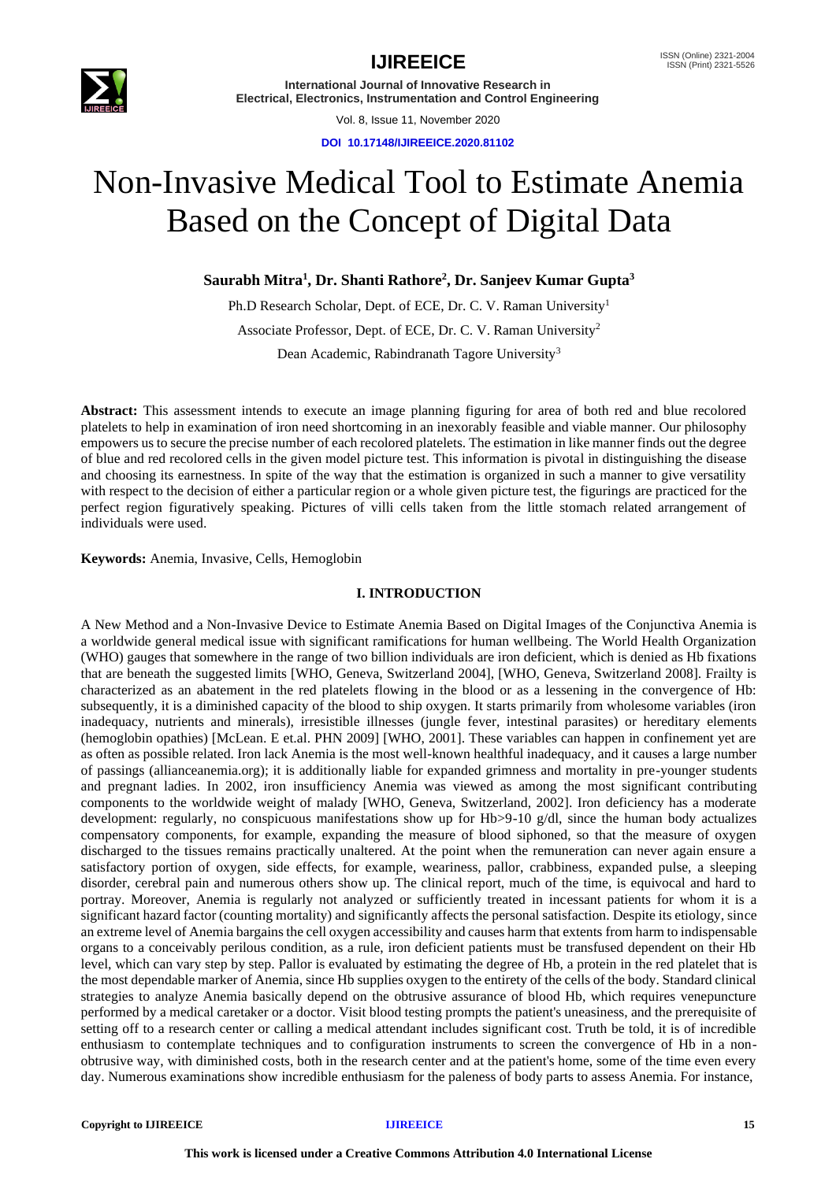# Non-Invasive Medical Tool to Estimate Anemia Based on the Concept of Digital Data

**Saurabh Mitra[1], Dr. Shanti Rathore[2], Dr. Sanjeev Kumar Gupta[3]**

Ph.D Research Scholar, Dept. of ECE, Dr. C. V. Raman University[1]

Associate Professor, Dept. of ECE, Dr. C. V. Raman University[2]

Dean Academic, Rabindranath Tagore University[3]

**Abstract:** This assessment intends to execute an image planning figuring for area of both red and blue recolored platelets to help in examination of iron need shortcoming in an inexorably feasible and viable manner. Our philosophy empowers us to secure the precise number of each recolored platelets. The estimation in like manner finds out the degree of blue and red recolored cells in the given model picture test. This information is pivotal in distinguishing the disease and choosing its earnestness. In spite of the way that the estimation is organized in such a manner to give versatility with respect to the decision of either a particular region or a whole given picture test, the figurings are practiced for the perfect region figuratively speaking. Pictures of villi cells taken from the little stomach related arrangement of individuals were used.

**Keywords:** Anemia, Invasive, Cells, Hemoglobin

## I. INTRODUCTION

A New Method and a Non-Invasive Device to Estimate Anemia Based on Digital Images of the Conjunctiva Anemia is a worldwide general medical issue with significant ramifications for human wellbeing. The World Health Organization (WHO) gauges that somewhere in the range of two billion individuals are iron deficient, which is denied as Hb fixations that are beneath the suggested limits [WHO, Geneva, Switzerland 2004], [WHO, Geneva, Switzerland 2008]. Frailty is characterized as an abatement in the red platelets flowing in the blood or as a lessening in the convergence of Hb: subsequently, it is a diminished capacity of the blood to ship oxygen. It starts primarily from wholesome variables (iron inadequacy, nutrients and minerals), irresistible illnesses (jungle fever, intestinal parasites) or hereditary elements (hemoglobin opathies) [McLean. E et.al. PHN 2009] [WHO, 2001]. These variables can happen in confinement yet are as often as possible related. Iron lack Anemia is the most well-known healthful inadequacy, and it causes a large number of passings (allianceanemia.org); it is additionally liable for expanded grimness and mortality in pre-younger students and pregnant ladies. In 2002, iron insufficiency Anemia was viewed as among the most significant contributing components to the worldwide weight of malady [WHO, Geneva, Switzerland, 2002]. Iron deficiency has a moderate development: regularly, no conspicuous manifestations show up for Hb>9-10 g/dl, since the human body actualizes compensatory components, for example, expanding the measure of blood siphoned, so that the measure of oxygen discharged to the tissues remains practically unaltered. At the point when the remuneration can never again ensure a satisfactory portion of oxygen, side effects, for example, weariness, pallor, crabbiness, expanded pulse, a sleeping disorder, cerebral pain and numerous others show up. The clinical report, much of the time, is equivocal and hard to portray. Moreover, Anemia is regularly not analyzed or sufficiently treated in incessant patients for whom it is a significant hazard factor (counting mortality) and significantly affects the personal satisfaction. Despite its etiology, since an extreme level of Anemia bargains the cell oxygen accessibility and causes harm that extents from harm to indispensable organs to a conceivably perilous condition, as a rule, iron deficient patients must be transfused dependent on their Hb level, which can vary step by step. Pallor is evaluated by estimating the degree of Hb, a protein in the red platelet that is the most dependable marker of Anemia, since Hb supplies oxygen to the entirety of the cells of the body. Standard clinical strategies to analyze Anemia basically depend on the obtrusive assurance of blood Hb, which requires venepuncture performed by a medical caretaker or a doctor. Visit blood testing prompts the patient's uneasiness, and the prerequisite of setting off to a research center or calling a medical attendant includes significant cost. Truth be told, it is of incredible enthusiasm to contemplate techniques and to configuration instruments to screen the convergence of Hb in a non-obtrusive way, with diminished costs, both in the research center and at the patient's home, some of the time even every day. Numerous examinations show incredible enthusiasm for the paleness of body parts to assess Anemia. For instance,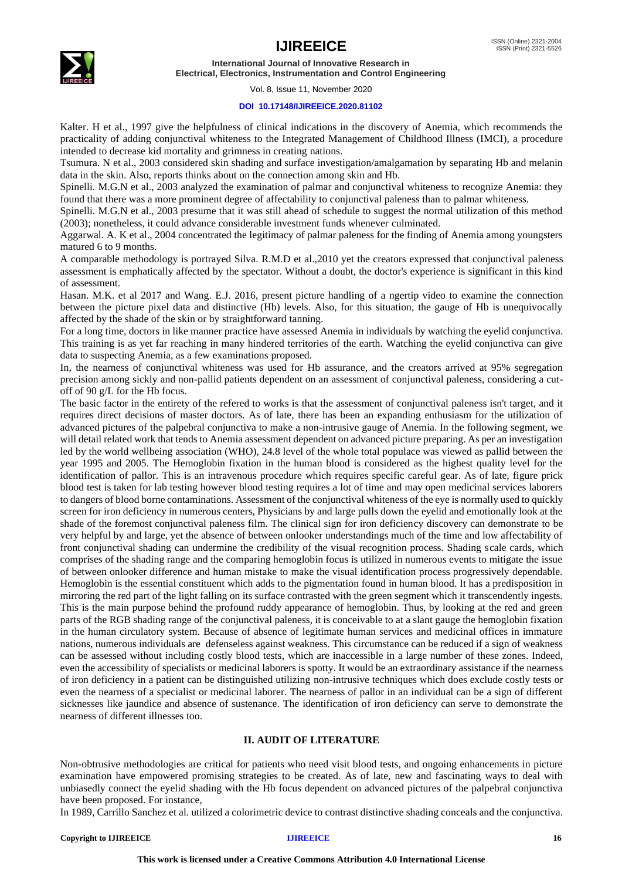Kalter. H et al., 1997 give the helpfulness of clinical indications in the discovery of Anemia, which recommends the practicality of adding conjunctival whiteness to the Integrated Management of Childhood Illness (IMCI), a procedure intended to decrease kid mortality and grimness in creating nations.

Tsumura. N et al., 2003 considered skin shading and surface investigation/amalgamation by separating Hb and melanin data in the skin. Also, reports thinks about on the connection among skin and Hb.

Spinelli. M.G.N et al., 2003 analyzed the examination of palmar and conjunctival whiteness to recognize Anemia: they found that there was a more prominent degree of affectability to conjunctival paleness than to palmar whiteness.

Spinelli. M.G.N et al., 2003 presume that it was still ahead of schedule to suggest the normal utilization of this method (2003); nonetheless, it could advance considerable investment funds whenever culminated.

Aggarwal. A. K et al., 2004 concentrated the legitimacy of palmar paleness for the finding of Anemia among youngsters matured 6 to 9 months.

A comparable methodology is portrayed Silva. R.M.D et al.,2010 yet the creators expressed that conjunctival paleness assessment is emphatically affected by the spectator. Without a doubt, the doctor's experience is significant in this kind of assessment.

Hasan. M.K. et al 2017 and Wang. E.J. 2016, present picture handling of a ngertip video to examine the connection between the picture pixel data and distinctive (Hb) levels. Also, for this situation, the gauge of Hb is unequivocally affected by the shade of the skin or by straightforward tanning.

For a long time, doctors in like manner practice have assessed Anemia in individuals by watching the eyelid conjunctiva. This training is as yet far reaching in many hindered territories of the earth. Watching the eyelid conjunctiva can give data to suspecting Anemia, as a few examinations proposed.

In, the nearness of conjunctival whiteness was used for Hb assurance, and the creators arrived at 95% segregation precision among sickly and non-pallid patients dependent on an assessment of conjunctival paleness, considering a cut-off of 90 g/L for the Hb focus.

The basic factor in the entirety of the refered to works is that the assessment of conjunctival paleness isn't target, and it requires direct decisions of master doctors. As of late, there has been an expanding enthusiasm for the utilization of advanced pictures of the palpebral conjunctiva to make a non-intrusive gauge of Anemia. In the following segment, we will detail related work that tends to Anemia assessment dependent on advanced picture preparing. As per an investigation led by the world wellbeing association (WHO), 24.8 level of the whole total populace was viewed as pallid between the year 1995 and 2005. The Hemoglobin fixation in the human blood is considered as the highest quality level for the identification of pallor. This is an intravenous procedure which requires specific careful gear. As of late, figure prick blood test is taken for lab testing however blood testing requires a lot of time and may open medicinal services laborers to dangers of blood borne contaminations. Assessment of the conjunctival whiteness of the eye is normally used to quickly screen for iron deficiency in numerous centers, Physicians by and large pulls down the eyelid and emotionally look at the shade of the foremost conjunctival paleness film. The clinical sign for iron deficiency discovery can demonstrate to be very helpful by and large, yet the absence of between onlooker understandings much of the time and low affectability of front conjunctival shading can undermine the credibility of the visual recognition process. Shading scale cards, which comprises of the shading range and the comparing hemoglobin focus is utilized in numerous events to mitigate the issue of between onlooker difference and human mistake to make the visual identification process progressively dependable. Hemoglobin is the essential constituent which adds to the pigmentation found in human blood. It has a predisposition in mirroring the red part of the light falling on its surface contrasted with the green segment which it transcendently ingests. This is the main purpose behind the profound ruddy appearance of hemoglobin. Thus, by looking at the red and green parts of the RGB shading range of the conjunctival paleness, it is conceivable to at a slant gauge the hemoglobin fixation in the human circulatory system. Because of absence of legitimate human services and medicinal offices in immature nations, numerous individuals are defenseless against weakness. This circumstance can be reduced if a sign of weakness can be assessed without including costly blood tests, which are inaccessible in a large number of these zones. Indeed, even the accessibility of specialists or medicinal laborers is spotty. It would be an extraordinary assistance if the nearness of iron deficiency in a patient can be distinguished utilizing non-intrusive techniques which does exclude costly tests or even the nearness of a specialist or medicinal laborer. The nearness of pallor in an individual can be a sign of different sicknesses like jaundice and absence of sustenance. The identification of iron deficiency can serve to demonstrate the nearness of different illnesses too.

## II. AUDIT OF LITERATURE

Non-obtrusive methodologies are critical for patients who need visit blood tests, and ongoing enhancements in picture examination have empowered promising strategies to be created. As of late, new and fascinating ways to deal with unbiasedly connect the eyelid shading with the Hb focus dependent on advanced pictures of the palpebral conjunctiva have been proposed. For instance,

In 1989, Carrillo Sanchez et al. utilized a colorimetric device to contrast distinctive shading conceals and the conjunctiva.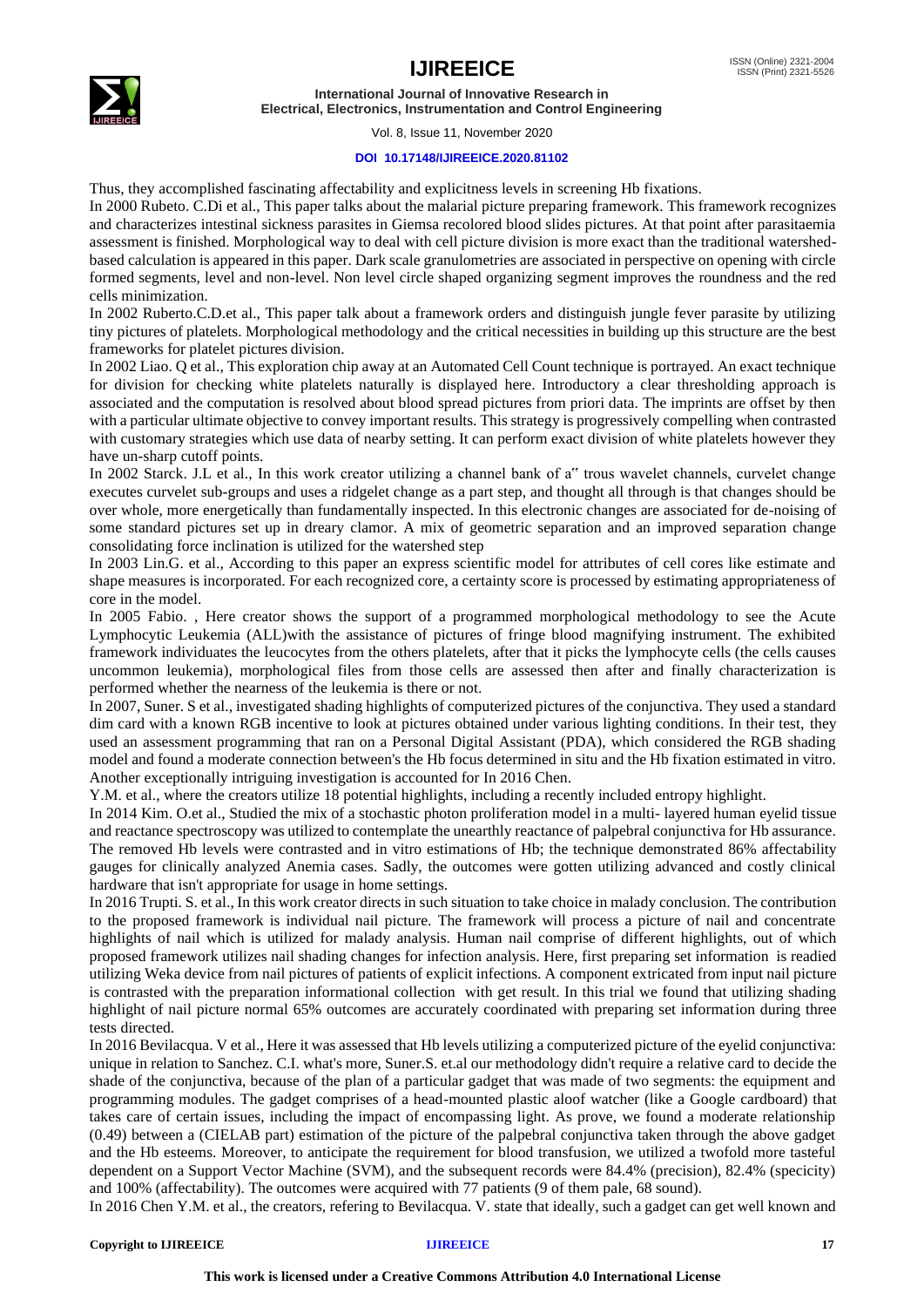Thus, they accomplished fascinating affectability and explicitness levels in screening Hb fixations.

In 2000 Rubeto. C.Di et al., This paper talks about the malarial picture preparing framework. This framework recognizes and characterizes intestinal sickness parasites in Giemsa recolored blood slides pictures. At that point after parasitaemia assessment is finished. Morphological way to deal with cell picture division is more exact than the traditional watershed-based calculation is appeared in this paper. Dark scale granulometries are associated in perspective on opening with circle formed segments, level and non-level. Non level circle shaped organizing segment improves the roundness and the red cells minimization.

In 2002 Ruberto.C.D.et al., This paper talk about a framework orders and distinguish jungle fever parasite by utilizing tiny pictures of platelets. Morphological methodology and the critical necessities in building up this structure are the best frameworks for platelet pictures division.

In 2002 Liao. Q et al., This exploration chip away at an Automated Cell Count technique is portrayed. An exact technique for division for checking white platelets naturally is displayed here. Introductory a clear thresholding approach is associated and the computation is resolved about blood spread pictures from priori data. The imprints are offset by then with a particular ultimate objective to convey important results. This strategy is progressively compelling when contrasted with customary strategies which use data of nearby setting. It can perform exact division of white platelets however they have un-sharp cutoff points.

In 2002 Starck. J.L et al., In this work creator utilizing a channel bank of a" trous wavelet channels, curvelet change executes curvelet sub-groups and uses a ridgelet change as a part step, and thought all through is that changes should be over whole, more energetically than fundamentally inspected. In this electronic changes are associated for de-noising of some standard pictures set up in dreary clamor. A mix of geometric separation and an improved separation change consolidating force inclination is utilized for the watershed step

In 2003 Lin.G. et al., According to this paper an express scientific model for attributes of cell cores like estimate and shape measures is incorporated. For each recognized core, a certainty score is processed by estimating appropriateness of core in the model.

In 2005 Fabio. , Here creator shows the support of a programmed morphological methodology to see the Acute Lymphocytic Leukemia (ALL)with the assistance of pictures of fringe blood magnifying instrument. The exhibited framework individuates the leucocytes from the others platelets, after that it picks the lymphocyte cells (the cells causes uncommon leukemia), morphological files from those cells are assessed then after and finally characterization is performed whether the nearness of the leukemia is there or not.

In 2007, Suner. S et al., investigated shading highlights of computerized pictures of the conjunctiva. They used a standard dim card with a known RGB incentive to look at pictures obtained under various lighting conditions. In their test, they used an assessment programming that ran on a Personal Digital Assistant (PDA), which considered the RGB shading model and found a moderate connection between's the Hb focus determined in situ and the Hb fixation estimated in vitro. Another exceptionally intriguing investigation is accounted for In 2016 Chen.

Y.M. et al., where the creators utilize 18 potential highlights, including a recently included entropy highlight.

In 2014 Kim. O.et al., Studied the mix of a stochastic photon proliferation model in a multi- layered human eyelid tissue and reactance spectroscopy was utilized to contemplate the unearthly reactance of palpebral conjunctiva for Hb assurance. The removed Hb levels were contrasted and in vitro estimations of Hb; the technique demonstrated 86% affectability gauges for clinically analyzed Anemia cases. Sadly, the outcomes were gotten utilizing advanced and costly clinical hardware that isn't appropriate for usage in home settings.

In 2016 Trupti. S. et al., In this work creator directs in such situation to take choice in malady conclusion. The contribution to the proposed framework is individual nail picture. The framework will process a picture of nail and concentrate highlights of nail which is utilized for malady analysis. Human nail comprise of different highlights, out of which proposed framework utilizes nail shading changes for infection analysis. Here, first preparing set information is readied utilizing Weka device from nail pictures of patients of explicit infections. A component extricated from input nail picture is contrasted with the preparation informational collection with get result. In this trial we found that utilizing shading highlight of nail picture normal 65% outcomes are accurately coordinated with preparing set information during three tests directed.

In 2016 Bevilacqua. V et al., Here it was assessed that Hb levels utilizing a computerized picture of the eyelid conjunctiva: unique in relation to Sanchez. C.I. what's more, Suner.S. et.al our methodology didn't require a relative card to decide the shade of the conjunctiva, because of the plan of a particular gadget that was made of two segments: the equipment and programming modules. The gadget comprises of a head-mounted plastic aloof watcher (like a Google cardboard) that takes care of certain issues, including the impact of encompassing light. As prove, we found a moderate relationship (0.49) between a (CIELAB part) estimation of the picture of the palpebral conjunctiva taken through the above gadget and the Hb esteems. Moreover, to anticipate the requirement for blood transfusion, we utilized a twofold more tasteful dependent on a Support Vector Machine (SVM), and the subsequent records were 84.4% (precision), 82.4% (specicity) and 100% (affectability). The outcomes were acquired with 77 patients (9 of them pale, 68 sound).

In 2016 Chen Y.M. et al., the creators, refering to Bevilacqua. V. state that ideally, such a gadget can get well known and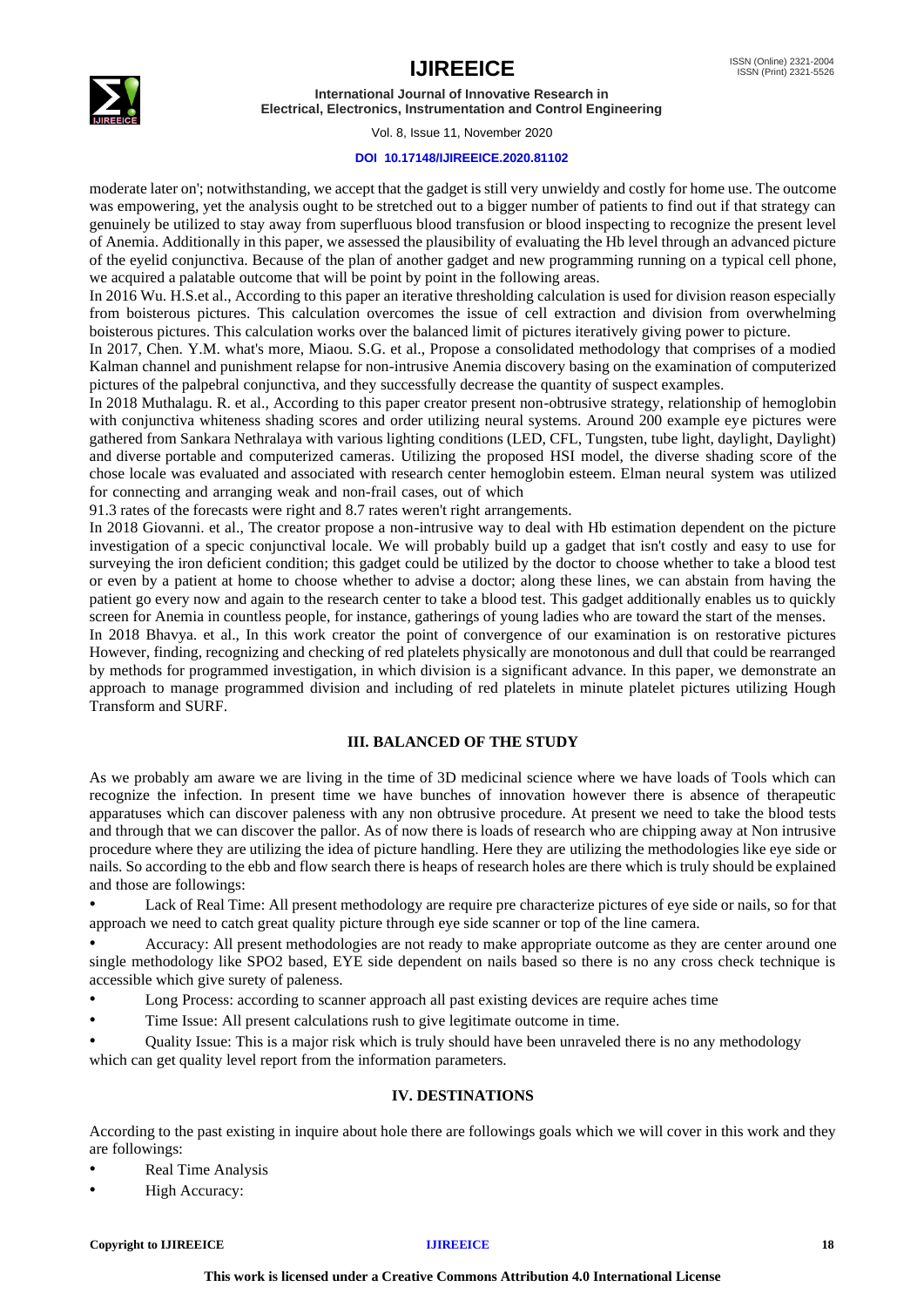moderate later on'; notwithstanding, we accept that the gadget is still very unwieldy and costly for home use. The outcome was empowering, yet the analysis ought to be stretched out to a bigger number of patients to find out if that strategy can genuinely be utilized to stay away from superfluous blood transfusion or blood inspecting to recognize the present level of Anemia. Additionally in this paper, we assessed the plausibility of evaluating the Hb level through an advanced picture of the eyelid conjunctiva. Because of the plan of another gadget and new programming running on a typical cell phone, we acquired a palatable outcome that will be point by point in the following areas.

In 2016 Wu. H.S.et al., According to this paper an iterative thresholding calculation is used for division reason especially from boisterous pictures. This calculation overcomes the issue of cell extraction and division from overwhelming boisterous pictures. This calculation works over the balanced limit of pictures iteratively giving power to picture.

In 2017, Chen. Y.M. what's more, Miaou. S.G. et al., Propose a consolidated methodology that comprises of a modied Kalman channel and punishment relapse for non-intrusive Anemia discovery basing on the examination of computerized pictures of the palpebral conjunctiva, and they successfully decrease the quantity of suspect examples.

In 2018 Muthalagu. R. et al., According to this paper creator present non-obtrusive strategy, relationship of hemoglobin with conjunctiva whiteness shading scores and order utilizing neural systems. Around 200 example eye pictures were gathered from Sankara Nethralaya with various lighting conditions (LED, CFL, Tungsten, tube light, daylight, Daylight) and diverse portable and computerized cameras. Utilizing the proposed HSI model, the diverse shading score of the chose locale was evaluated and associated with research center hemoglobin esteem. Elman neural system was utilized for connecting and arranging weak and non-frail cases, out of which

91.3 rates of the forecasts were right and 8.7 rates weren't right arrangements.

In 2018 Giovanni. et al., The creator propose a non-intrusive way to deal with Hb estimation dependent on the picture investigation of a specic conjunctival locale. We will probably build up a gadget that isn't costly and easy to use for surveying the iron deficient condition; this gadget could be utilized by the doctor to choose whether to take a blood test or even by a patient at home to choose whether to advise a doctor; along these lines, we can abstain from having the patient go every now and again to the research center to take a blood test. This gadget additionally enables us to quickly screen for Anemia in countless people, for instance, gatherings of young ladies who are toward the start of the menses.

In 2018 Bhavya. et al., In this work creator the point of convergence of our examination is on restorative pictures However, finding, recognizing and checking of red platelets physically are monotonous and dull that could be rearranged by methods for programmed investigation, in which division is a significant advance. In this paper, we demonstrate an approach to manage programmed division and including of red platelets in minute platelet pictures utilizing Hough Transform and SURF.

## III. BALANCED OF THE STUDY

As we probably am aware we are living in the time of 3D medicinal science where we have loads of Tools which can recognize the infection. In present time we have bunches of innovation however there is absence of therapeutic apparatuses which can discover paleness with any non obtrusive procedure. At present we need to take the blood tests and through that we can discover the pallor. As of now there is loads of research who are chipping away at Non intrusive procedure where they are utilizing the idea of picture handling. Here they are utilizing the methodologies like eye side or nails. So according to the ebb and flow search there is heaps of research holes are there which is truly should be explained and those are followings:

- Lack of Real Time: All present methodology are require pre characterize pictures of eye side or nails, so for that approach we need to catch great quality picture through eye side scanner or top of the line camera.
- Accuracy: All present methodologies are not ready to make appropriate outcome as they are center around one single methodology like SPO2 based, EYE side dependent on nails based so there is no any cross check technique is accessible which give surety of paleness.
- Long Process: according to scanner approach all past existing devices are require aches time
- Time Issue: All present calculations rush to give legitimate outcome in time.
- Quality Issue: This is a major risk which is truly should have been unraveled there is no any methodology which can get quality level report from the information parameters.

## IV. DESTINATIONS

According to the past existing in inquire about hole there are followings goals which we will cover in this work and they are followings:

- Real Time Analysis
- High Accuracy: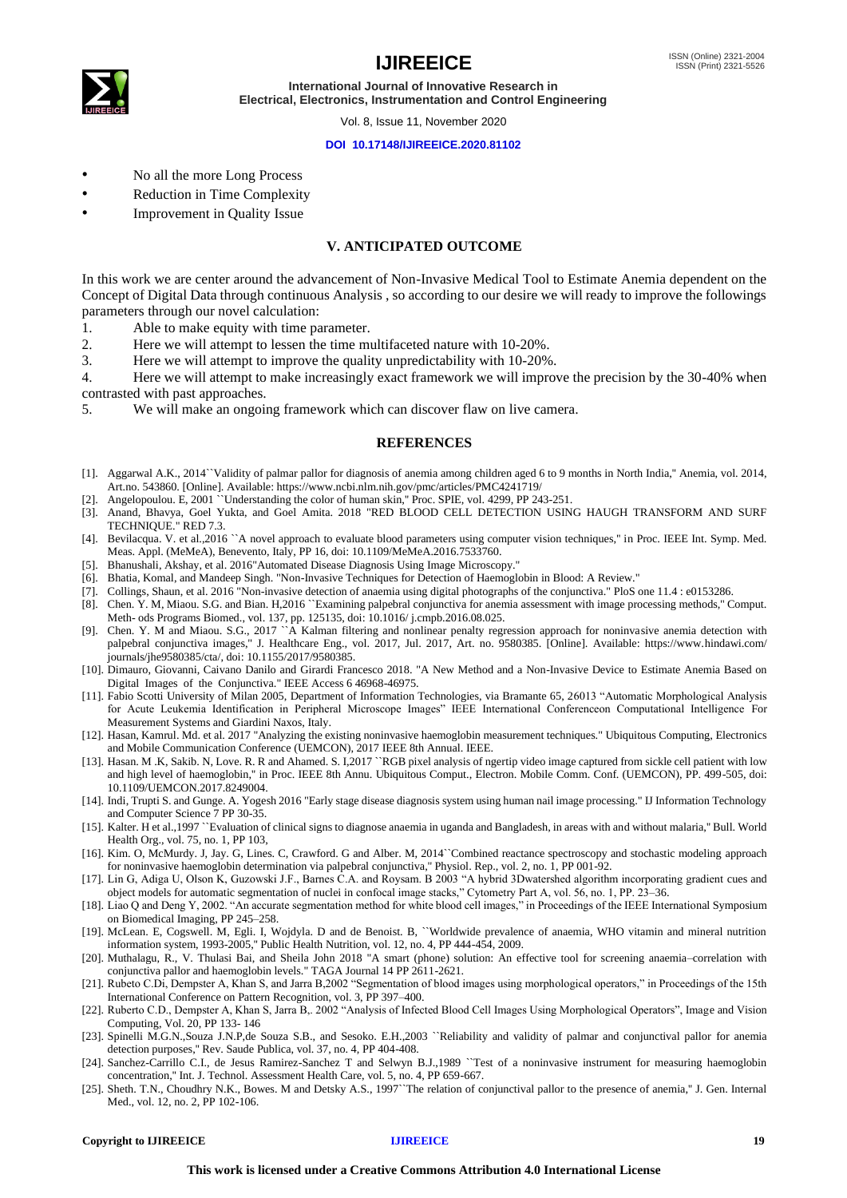- No all the more Long Process
- Reduction in Time Complexity
- Improvement in Quality Issue

## V. ANTICIPATED OUTCOME

In this work we are center around the advancement of Non-Invasive Medical Tool to Estimate Anemia dependent on the Concept of Digital Data through continuous Analysis , so according to our desire we will ready to improve the followings parameters through our novel calculation:

1. Able to make equity with time parameter.
2. Here we will attempt to lessen the time multifaceted nature with 10-20%.
3. Here we will attempt to improve the quality unpredictability with 10-20%.
4. Here we will attempt to make increasingly exact framework we will improve the precision by the 30-40% when contrasted with past approaches.
5. We will make an ongoing framework which can discover flaw on live camera.

## REFERENCES

[1]. Aggarwal A.K., 2014``Validity of palmar pallor for diagnosis of anemia among children aged 6 to 9 months in North India," Anemia, vol. 2014, Art.no. 543860. [Online]. Available: https://www.ncbi.nlm.nih.gov/pmc/articles/PMC4241719/

[2]. Angelopoulou. E, 2001 ``Understanding the color of human skin," Proc. SPIE, vol. 4299, PP 243-251.

[3]. Anand, Bhavya, Goel Yukta, and Goel Amita. 2018 "RED BLOOD CELL DETECTION USING HAUGH TRANSFORM AND SURF TECHNIQUE." RED 7.3.

[4]. Bevilacqua. V. et al.,2016 ``A novel approach to evaluate blood parameters using computer vision techniques," in Proc. IEEE Int. Symp. Med. Meas. Appl. (MeMeA), Benevento, Italy, PP 16, doi: 10.1109/MeMeA.2016.7533760.

[5]. Bhanushali, Akshay, et al. 2016"Automated Disease Diagnosis Using Image Microscopy."

[6]. Bhatia, Komal, and Mandeep Singh. "Non-Invasive Techniques for Detection of Haemoglobin in Blood: A Review."

[7]. Collings, Shaun, et al. 2016 "Non-invasive detection of anaemia using digital photographs of the conjunctiva." PloS one 11.4 : e0153286.

[8]. Chen. Y. M, Miaou. S.G. and Bian. H,2016 ``Examining palpebral conjunctiva for anemia assessment with image processing methods," Comput. Meth- ods Programs Biomed., vol. 137, pp. 125135, doi: 10.1016/ j.cmpb.2016.08.025.

[9]. Chen. Y. M and Miaou. S.G., 2017 ``A Kalman filtering and nonlinear penalty regression approach for noninvasive anemia detection with palpebral conjunctiva images," J. Healthcare Eng., vol. 2017, Jul. 2017, Art. no. 9580385. [Online]. Available: https://www.hindawi.com/ journals/jhe9580385/cta/, doi: 10.1155/2017/9580385.

[10]. Dimauro, Giovanni, Caivano Danilo and Girardi Francesco 2018. "A New Method and a Non-Invasive Device to Estimate Anemia Based on Digital Images of the Conjunctiva." IEEE Access 6 46968-46975.

[11]. Fabio Scotti University of Milan 2005, Department of Information Technologies, via Bramante 65, 26013 "Automatic Morphological Analysis for Acute Leukemia Identification in Peripheral Microscope Images" IEEE International Conferenceon Computational Intelligence For Measurement Systems and Giardini Naxos, Italy.

[12]. Hasan, Kamrul. Md. et al. 2017 "Analyzing the existing noninvasive haemoglobin measurement techniques." Ubiquitous Computing, Electronics and Mobile Communication Conference (UEMCON), 2017 IEEE 8th Annual. IEEE.

[13]. Hasan. M .K, Sakib. N, Love. R. R and Ahamed. S. I,2017 ``RGB pixel analysis of ngertip video image captured from sickle cell patient with low and high level of haemoglobin," in Proc. IEEE 8th Annu. Ubiquitous Comput., Electron. Mobile Comm. Conf. (UEMCON), PP. 499-505, doi: 10.1109/UEMCON.2017.8249004.

[14]. Indi, Trupti S. and Gunge. A. Yogesh 2016 "Early stage disease diagnosis system using human nail image processing." IJ Information Technology and Computer Science 7 PP 30-35.

[15]. Kalter. H et al.,1997 ``Evaluation of clinical signs to diagnose anaemia in uganda and Bangladesh, in areas with and without malaria," Bull. World Health Org., vol. 75, no. 1, PP 103,

[16]. Kim. O, McMurdy. J, Jay. G, Lines. C, Crawford. G and Alber. M, 2014``Combined reactance spectroscopy and stochastic modeling approach for noninvasive haemoglobin determination via palpebral conjunctiva," Physiol. Rep., vol. 2, no. 1, PP 001-92.

[17]. Lin G, Adiga U, Olson K, Guzowski J.F., Barnes C.A. and Roysam. B 2003 "A hybrid 3Dwatershed algorithm incorporating gradient cues and object models for automatic segmentation of nuclei in confocal image stacks," Cytometry Part A, vol. 56, no. 1, PP. 23–36.

[18]. Liao Q and Deng Y, 2002. "An accurate segmentation method for white blood cell images," in Proceedings of the IEEE International Symposium on Biomedical Imaging, PP 245–258.

[19]. McLean. E, Cogswell. M, Egli. I, Wojdyla. D and de Benoist. B, ``Worldwide prevalence of anaemia, WHO vitamin and mineral nutrition information system, 1993-2005," Public Health Nutrition, vol. 12, no. 4, PP 444-454, 2009.

[20]. Muthalagu, R., V. Thulasi Bai, and Sheila John 2018 "A smart (phone) solution: An effective tool for screening anaemia–correlation with conjunctiva pallor and haemoglobin levels." TAGA Journal 14 PP 2611-2621.

[21]. Rubeto C.Di, Dempster A, Khan S, and Jarra B,2002 "Segmentation of blood images using morphological operators," in Proceedings of the 15th International Conference on Pattern Recognition, vol. 3, PP 397–400.

[22]. Ruberto C.D., Dempster A, Khan S, Jarra B,. 2002 "Analysis of Infected Blood Cell Images Using Morphological Operators", Image and Vision Computing, Vol. 20, PP 133- 146

[23]. Spinelli M.G.N.,Souza J.N.P,de Souza S.B., and Sesoko. E.H.,2003 ``Reliability and validity of palmar and conjunctival pallor for anemia detection purposes," Rev. Saude Publica, vol. 37, no. 4, PP 404-408.

[24]. Sanchez-Carrillo C.I., de Jesus Ramirez-Sanchez T and Selwyn B.J.,1989 ``Test of a noninvasive instrument for measuring haemoglobin concentration," Int. J. Technol. Assessment Health Care, vol. 5, no. 4, PP 659-667.

[25]. Sheth. T.N., Choudhry N.K., Bowes. M and Detsky A.S., 1997``The relation of conjunctival pallor to the presence of anemia," J. Gen. Internal Med., vol. 12, no. 2, PP 102-106.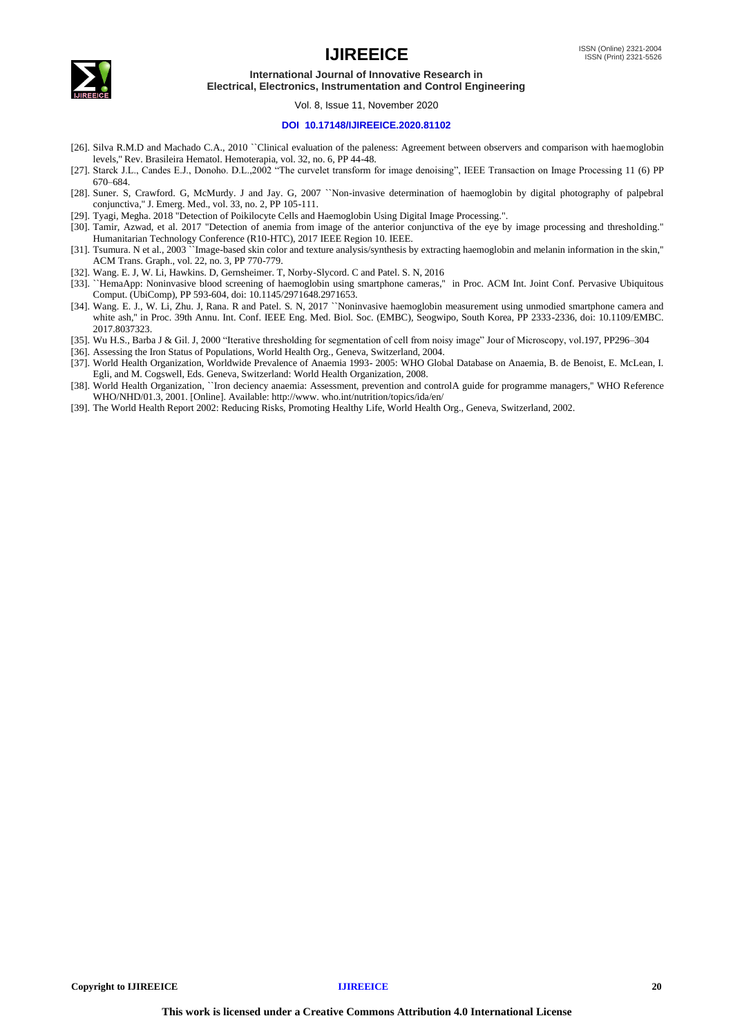[26]. Silva R.M.D and Machado C.A., 2010 ``Clinical evaluation of the paleness: Agreement between observers and comparison with haemoglobin levels,'' Rev. Brasileira Hematol. Hemoterapia, vol. 32, no. 6, PP 44-48.

[27]. Starck J.L., Candes E.J., Donoho. D.L.,2002 "The curvelet transform for image denoising", IEEE Transaction on Image Processing 11 (6) PP 670–684.

[28]. Suner. S, Crawford. G, McMurdy. J and Jay. G, 2007 ``Non-invasive determination of haemoglobin by digital photography of palpebral conjunctiva,'' J. Emerg. Med., vol. 33, no. 2, PP 105-111.

[29]. Tyagi, Megha. 2018 "Detection of Poikilocyte Cells and Haemoglobin Using Digital Image Processing.".

[30]. Tamir, Azwad, et al. 2017 "Detection of anemia from image of the anterior conjunctiva of the eye by image processing and thresholding." Humanitarian Technology Conference (R10-HTC), 2017 IEEE Region 10. IEEE.

[31]. Tsumura. N et al., 2003 ``Image-based skin color and texture analysis/synthesis by extracting haemoglobin and melanin information in the skin,'' ACM Trans. Graph., vol. 22, no. 3, PP 770-779.

[32]. Wang. E. J, W. Li, Hawkins. D, Gernsheimer. T, Norby-Slycord. C and Patel. S. N, 2016

[33]. ``HemaApp: Noninvasive blood screening of haemoglobin using smartphone cameras,'' in Proc. ACM Int. Joint Conf. Pervasive Ubiquitous Comput. (UbiComp), PP 593-604, doi: 10.1145/2971648.2971653.

[34]. Wang. E. J., W. Li, Zhu. J, Rana. R and Patel. S. N, 2017 ``Noninvasive haemoglobin measurement using unmodied smartphone camera and white ash,'' in Proc. 39th Annu. Int. Conf. IEEE Eng. Med. Biol. Soc. (EMBC), Seogwipo, South Korea, PP 2333-2336, doi: 10.1109/EMBC. 2017.8037323.

[35]. Wu H.S., Barba J & Gil. J, 2000 "Iterative thresholding for segmentation of cell from noisy image" Jour of Microscopy, vol.197, PP296–304

[36]. Assessing the Iron Status of Populations, World Health Org., Geneva, Switzerland, 2004.

[37]. World Health Organization, Worldwide Prevalence of Anaemia 1993- 2005: WHO Global Database on Anaemia, B. de Benoist, E. McLean, I. Egli, and M. Cogswell, Eds. Geneva, Switzerland: World Health Organization, 2008.

[38]. World Health Organization, ``Iron deciency anaemia: Assessment, prevention and controlA guide for programme managers,'' WHO Reference WHO/NHD/01.3, 2001. [Online]. Available: http://www. who.int/nutrition/topics/ida/en/

[39]. The World Health Report 2002: Reducing Risks, Promoting Healthy Life, World Health Org., Geneva, Switzerland, 2002.